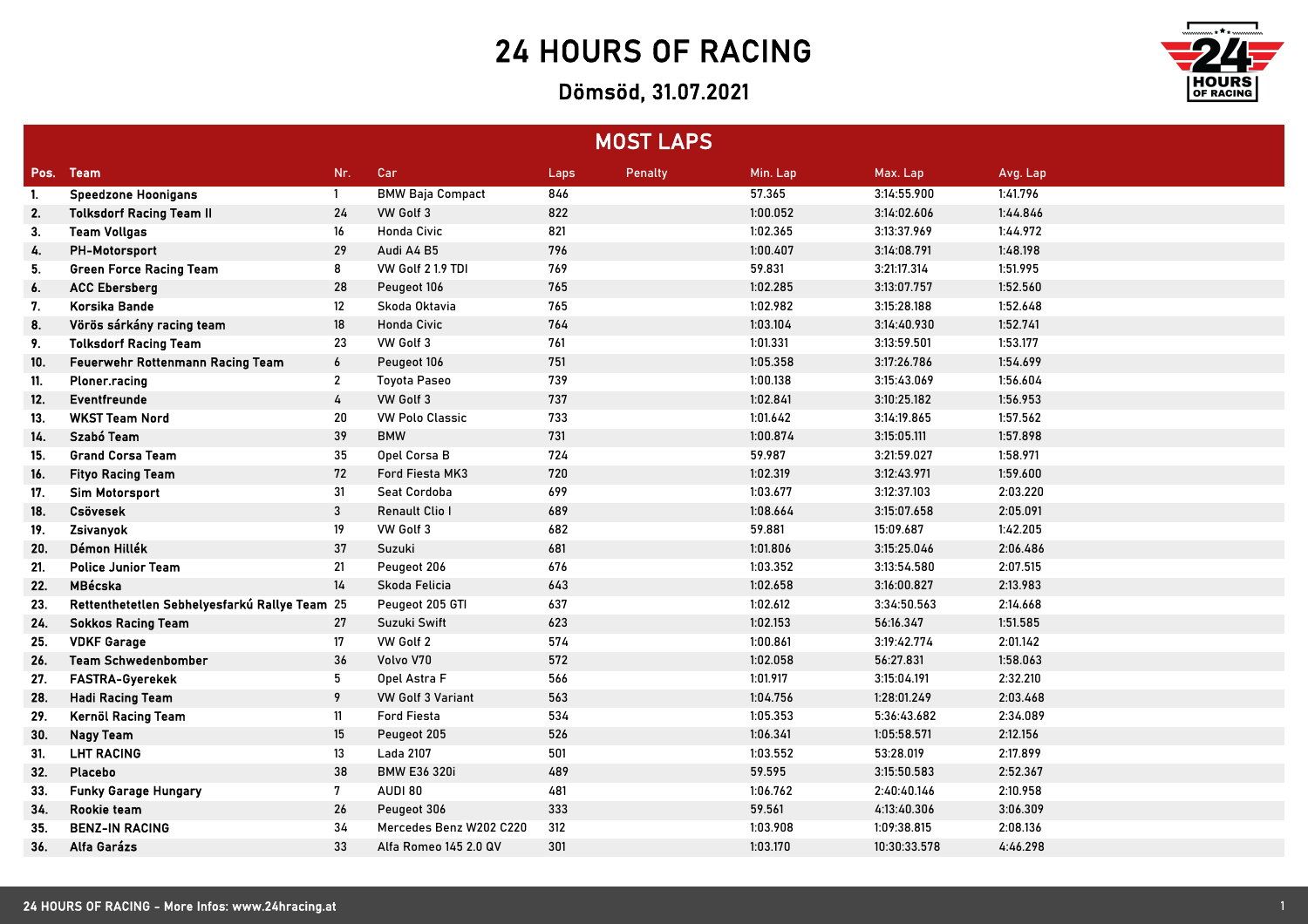# 24 HOURS OF RACING

## Dömsöd, 31.07.2021

## MOST LAPS

| Pos. | Team | Nr. | Car | Laps | Penalty | Min. Lap | Max. Lap | Avg. Lap |
|---|---|---|---|---|---|---|---|---|
| 1. | Speedzone Hoonigans | 1 | BMW Baja Compact | 846 | | 57.365 | 3:14:55.900 | 1:41.796 |
| 2. | Tolksdorf Racing Team II | 24 | VW Golf 3 | 822 | | 1:00.052 | 3:14:02.606 | 1:44.846 |
| 3. | Team Vollgas | 16 | Honda Civic | 821 | | 1:02.365 | 3:13:37.969 | 1:44.972 |
| 4. | PH-Motorsport | 29 | Audi A4 B5 | 796 | | 1:00.407 | 3:14:08.791 | 1:48.198 |
| 5. | Green Force Racing Team | 8 | VW Golf 2 1.9 TDI | 769 | | 59.831 | 3:21:17.314 | 1:51.995 |
| 6. | ACC Ebersberg | 28 | Peugeot 106 | 765 | | 1:02.285 | 3:13:07.757 | 1:52.560 |
| 7. | Korsika Bande | 12 | Skoda Oktavia | 765 | | 1:02.982 | 3:15:28.188 | 1:52.648 |
| 8. | Vörös sárkány racing team | 18 | Honda Civic | 764 | | 1:03.104 | 3:14:40.930 | 1:52.741 |
| 9. | Tolksdorf Racing Team | 23 | VW Golf 3 | 761 | | 1:01.331 | 3:13:59.501 | 1:53.177 |
| 10. | Feuerwehr Rottenmann Racing Team | 6 | Peugeot 106 | 751 | | 1:05.358 | 3:17:26.786 | 1:54.699 |
| 11. | Ploner.racing | 2 | Toyota Paseo | 739 | | 1:00.138 | 3:15:43.069 | 1:56.604 |
| 12. | Eventfreunde | 4 | VW Golf 3 | 737 | | 1:02.841 | 3:10:25.182 | 1:56.953 |
| 13. | WKST Team Nord | 20 | VW Polo Classic | 733 | | 1:01.642 | 3:14:19.865 | 1:57.562 |
| 14. | Szabó Team | 39 | BMW | 731 | | 1:00.874 | 3:15:05.111 | 1:57.898 |
| 15. | Grand Corsa Team | 35 | Opel Corsa B | 724 | | 59.987 | 3:21:59.027 | 1:58.971 |
| 16. | Fityo Racing Team | 72 | Ford Fiesta MK3 | 720 | | 1:02.319 | 3:12:43.971 | 1:59.600 |
| 17. | Sim Motorsport | 31 | Seat Cordoba | 699 | | 1:03.677 | 3:12:37.103 | 2:03.220 |
| 18. | Csövesek | 3 | Renault Clio I | 689 | | 1:08.664 | 3:15:07.658 | 2:05.091 |
| 19. | Zsivanyok | 19 | VW Golf 3 | 682 | | 59.881 | 15:09.687 | 1:42.205 |
| 20. | Démon Hillék | 37 | Suzuki | 681 | | 1:01.806 | 3:15:25.046 | 2:06.486 |
| 21. | Police Junior Team | 21 | Peugeot 206 | 676 | | 1:03.352 | 3:13:54.580 | 2:07.515 |
| 22. | MBécska | 14 | Skoda Felicia | 643 | | 1:02.658 | 3:16:00.827 | 2:13.983 |
| 23. | Rettenthetetlen Sebhelyesfarkú Rallye Team | 25 | Peugeot 205 GTI | 637 | | 1:02.612 | 3:34:50.563 | 2:14.668 |
| 24. | Sokkos Racing Team | 27 | Suzuki Swift | 623 | | 1:02.153 | 56:16.347 | 1:51.585 |
| 25. | VDKF Garage | 17 | VW Golf 2 | 574 | | 1:00.861 | 3:19:42.774 | 2:01.142 |
| 26. | Team Schwedenbomber | 36 | Volvo V70 | 572 | | 1:02.058 | 56:27.831 | 1:58.063 |
| 27. | FASTRA-Gyerekek | 5 | Opel Astra F | 566 | | 1:01.917 | 3:15:04.191 | 2:32.210 |
| 28. | Hadi Racing Team | 9 | VW Golf 3 Variant | 563 | | 1:04.756 | 1:28:01.249 | 2:03.468 |
| 29. | Kernöl Racing Team | 11 | Ford Fiesta | 534 | | 1:05.353 | 5:36:43.682 | 2:34.089 |
| 30. | Nagy Team | 15 | Peugeot 205 | 526 | | 1:06.341 | 1:05:58.571 | 2:12.156 |
| 31. | LHT RACING | 13 | Lada 2107 | 501 | | 1:03.552 | 53:28.019 | 2:17.899 |
| 32. | Placebo | 38 | BMW E36 320i | 489 | | 59.595 | 3:15:50.583 | 2:52.367 |
| 33. | Funky Garage Hungary | 7 | AUDI 80 | 481 | | 1:06.762 | 2:40:40.146 | 2:10.958 |
| 34. | Rookie team | 26 | Peugeot 306 | 333 | | 59.561 | 4:13:40.306 | 3:06.309 |
| 35. | BENZ-IN RACING | 34 | Mercedes Benz W202 C220 | 312 | | 1:03.908 | 1:09:38.815 | 2:08.136 |
| 36. | Alfa Garázs | 33 | Alfa Romeo 145 2.0 QV | 301 | | 1:03.170 | 10:30:33.578 | 4:46.298 |

24 HOURS OF RACING - More Infos: www.24hracing.at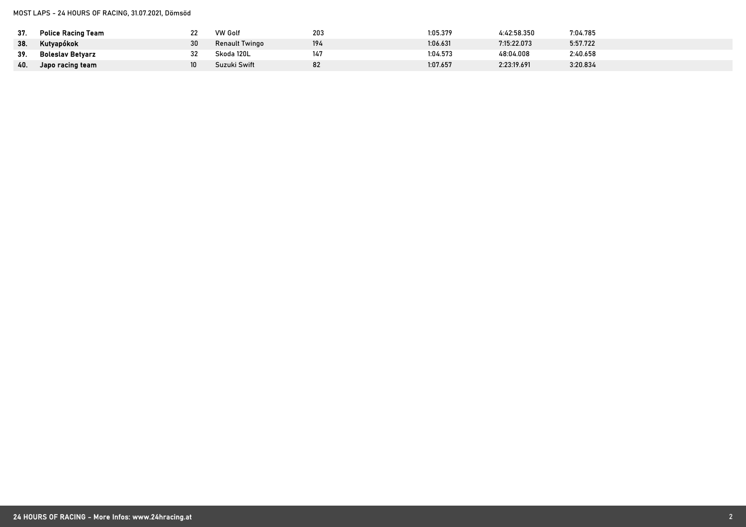| | | | | | | | |
|---|---|---|---|---|---|---|---|
| **37.** | **Police Racing Team** | 22 | VW Golf | 203 | 1:05.379 | 4:42:58.350 | 7:04.785 |
| **38.** | **Kutyapókok** | 30 | Renault Twingo | 194 | 1:06.631 | 7:15:22.073 | 5:57.722 |
| **39.** | **Boleslav Betyarz** | 32 | Skoda 120L | 147 | 1:04.573 | 48:04.008 | 2:40.658 |
| **40.** | **Japo racing team** | 10 | Suzuki Swift | 82 | 1:07.657 | 2:23:19.691 | 3:20.834 |